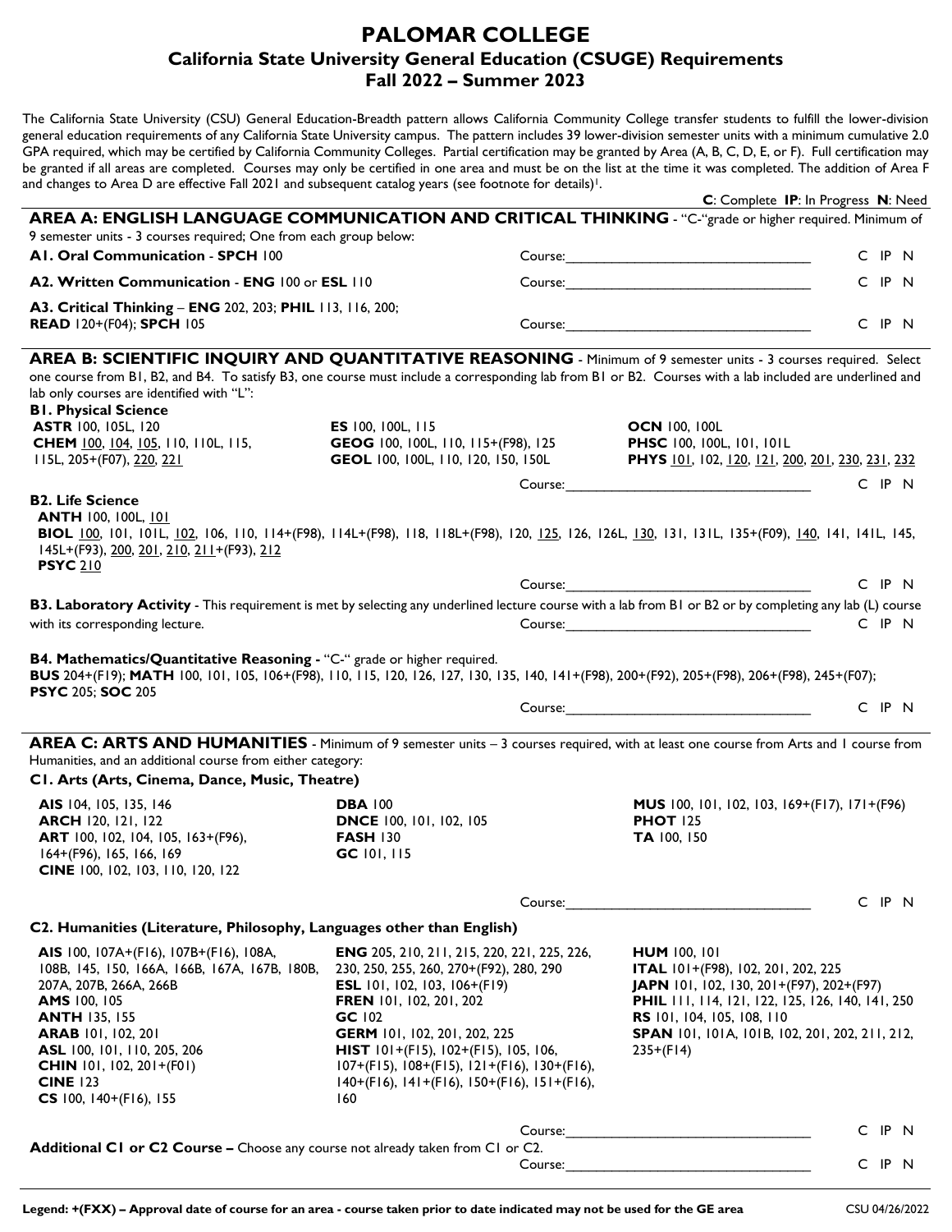# PALOMAR COLLEGE

## California State University General Education (CSUGE) Requirements

## Fall 2022 – Summer 2023

The California State University (CSU) General Education-Breadth pattern allows California Community College transfer students to fulfill the lower-division general education requirements of any California State University campus. The pattern includes 39 lower-division semester units with a minimum cumulative 2.0 GPA required, which may be certified by California Community Colleges. Partial certification may be granted by Area (A, B, C, D, E, or F). Full certification may be granted if all areas are completed. Courses may only be certified in one area and must be on the list at the time it was completed. The addition of Area F and changes to Area D are effective Fall 2021 and subsequent catalog years (see footnote for details)[1].

**C**: Complete **IP**: In Progress **N**: Need

### AREA A: ENGLISH LANGUAGE COMMUNICATION AND CRITICAL THINKING

"C-"grade or higher required. Minimum of 9 semester units - 3 courses required; One from each group below:

**A1. Oral Communication** - **SPCH** 100

Course:______________________ C IP N

**A2. Written Communication** - **ENG** 100 or **ESL** 110

Course:______________________ C IP N

**A3. Critical Thinking** – **ENG** 202, 203; **PHIL** 113, 116, 200; **READ** 120+(F04); **SPCH** 105

Course:______________________ C IP N

### AREA B: SCIENTIFIC INQUIRY AND QUANTITATIVE REASONING

Minimum of 9 semester units - 3 courses required. Select one course from B1, B2, and B4. To satisfy B3, one course must include a corresponding lab from B1 or B2. Courses with a lab included are underlined and lab only courses are identified with "L":

**B1. Physical Science**

**ASTR** 100, 105L, 120
**CHEM** <u>100</u>, <u>104</u>, <u>105</u>, 110, 110L, 115, 115L, 205+(F07), <u>220</u>, <u>221</u>
**ES** 100, 100L, 115
**GEOG** 100, 100L, 110, 115+(F98), 125
**GEOL** 100, 100L, 110, 120, 150, 150L
**OCN** 100, 100L
**PHSC** 100, 100L, 101, 101L
**PHYS** <u>101</u>, 102, <u>120</u>, <u>121</u>, <u>200</u>, <u>201</u>, <u>230</u>, <u>231</u>, <u>232</u>

Course:______________________ C IP N

**B2. Life Science**

**ANTH** 100, 100L, <u>101</u>
**BIOL** <u>100</u>, 101, 101L, <u>102</u>, 106, 110, 114+(F98), 114L+(F98), 118, 118L+(F98), 120, <u>125</u>, 126, 126L, <u>130</u>, 131, 131L, 135+(F09), <u>140</u>, 141, 141L, 145, 145L+(F93), <u>200</u>, <u>201</u>, <u>210</u>, <u>211</u>+(F93), <u>212</u>
**PSYC** <u>210</u>

Course:______________________ C IP N

**B3. Laboratory Activity** - This requirement is met by selecting any underlined lecture course with a lab from B1 or B2 or by completing any lab (L) course with its corresponding lecture.

Course:______________________ C IP N

**B4. Mathematics/Quantitative Reasoning -** "C-" grade or higher required.
**BUS** 204+(F19); **MATH** 100, 101, 105, 106+(F98), 110, 115, 120, 126, 127, 130, 135, 140, 141+(F98), 200+(F92), 205+(F98), 206+(F98), 245+(F07); **PSYC** 205; **SOC** 205

Course:______________________ C IP N

### AREA C: ARTS AND HUMANITIES

Minimum of 9 semester units – 3 courses required, with at least one course from Arts and 1 course from Humanities, and an additional course from either category:

**C1. Arts (Arts, Cinema, Dance, Music, Theatre)**

**AIS** 104, 105, 135, 146
**ARCH** 120, 121, 122
**ART** 100, 102, 104, 105, 163+(F96), 164+(F96), 165, 166, 169
**CINE** 100, 102, 103, 110, 120, 122
**DBA** 100
**DNCE** 100, 101, 102, 105
**FASH** 130
**GC** 101, 115
**MUS** 100, 101, 102, 103, 169+(F17), 171+(F96)
**PHOT** 125
**TA** 100, 150

Course:______________________ C IP N

**C2. Humanities (Literature, Philosophy, Languages other than English)**

**AIS** 100, 107A+(F16), 107B+(F16), 108A, 108B, 145, 150, 166A, 166B, 167A, 167B, 180B, 207A, 207B, 266A, 266B
**AMS** 100, 105
**ANTH** 135, 155
**ARAB** 101, 102, 201
**ASL** 100, 101, 110, 205, 206
**CHIN** 101, 102, 201+(F01)
**CINE** 123
**CS** 100, 140+(F16), 155
**ENG** 205, 210, 211, 215, 220, 221, 225, 226, 230, 250, 255, 260, 270+(F92), 280, 290
**ESL** 101, 102, 103, 106+(F19)
**FREN** 101, 102, 201, 202
**GC** 102
**GERM** 101, 102, 201, 202, 225
**HIST** 101+(F15), 102+(F15), 105, 106, 107+(F15), 108+(F15), 121+(F16), 130+(F16), 140+(F16), 141+(F16), 150+(F16), 151+(F16), 160
**HUM** 100, 101
**ITAL** 101+(F98), 102, 201, 202, 225
**JAPN** 101, 102, 130, 201+(F97), 202+(F97)
**PHIL** 111, 114, 121, 122, 125, 126, 140, 141, 250
**RS** 101, 104, 105, 108, 110
**SPAN** 101, 101A, 101B, 102, 201, 202, 211, 212, 235+(F14)

Course:______________________ C IP N

**Additional C1 or C2 Course –** Choose any course not already taken from C1 or C2.

Course:______________________ C IP N

**Legend: +(FXX) – Approval date of course for an area - course taken prior to date indicated may not be used for the GE area**

CSU 04/26/2022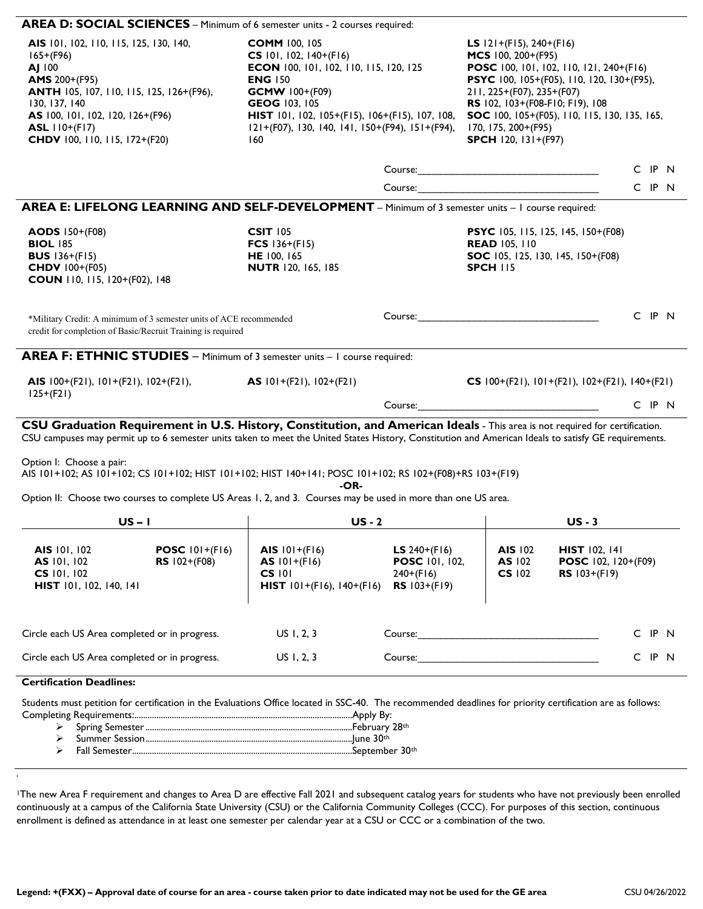## AREA D: SOCIAL SCIENCES – Minimum of 6 semester units - 2 courses required:

**AIS** 101, 102, 110, 115, 125, 130, 140, 165+(F96)
**AJ** 100
**AMS** 200+(F95)
**ANTH** 105, 107, 110, 115, 125, 126+(F96), 130, 137, 140
**AS** 100, 101, 102, 120, 126+(F96)
**ASL** 110+(F17)
**CHDV** 100, 110, 115, 172+(F20)
**COMM** 100, 105
**CS** 101, 102, 140+(F16)
**ECON** 100, 101, 102, 110, 115, 120, 125
**ENG** 150
**GCMW** 100+(F09)
**GEOG** 103, 105
**HIST** 101, 102, 105+(F15), 106+(F15), 107, 108, 121+(F07), 130, 140, 141, 150+(F94), 151+(F94), 160
**LS** 121+(F15), 240+(F16)
**MCS** 100, 200+(F95)
**POSC** 100, 101, 102, 110, 121, 240+(F16)
**PSYC** 100, 105+(F05), 110, 120, 130+(F95), 211, 225+(F07), 235+(F07)
**RS** 102, 103+(F08-F10; F19), 108
**SOC** 100, 105+(F05), 110, 115, 130, 135, 165, 170, 175, 200+(F95)
**SPCH** 120, 131+(F97)

Course:______________________________ C IP N

Course:______________________________ C IP N

## AREA E: LIFELONG LEARNING AND SELF-DEVELOPMENT – Minimum of 3 semester units – 1 course required:

**AODS** 150+(F08)
**BIOL** 185
**BUS** 136+(F15)
**CHDV** 100+(F05)
**COUN** 110, 115, 120+(F02), 148
**CSIT** 105
**FCS** 136+(F15)
**HE** 100, 165
**NUTR** 120, 165, 185
**PSYC** 105, 115, 125, 145, 150+(F08)
**READ** 105, 110
**SOC** 105, 125, 130, 145, 150+(F08)
**SPCH** 115

*Military Credit: A minimum of 3 semester units of ACE recommended credit for completion of Basic/Recruit Training is required

Course:______________________________ C IP N

## AREA F: ETHNIC STUDIES – Minimum of 3 semester units – 1 course required:

**AIS** 100+(F21), 101+(F21), 102+(F21), 125+(F21)
**AS** 101+(F21), 102+(F21)
**CS** 100+(F21), 101+(F21), 102+(F21), 140+(F21)

Course:______________________________ C IP N

## CSU Graduation Requirement in U.S. History, Constitution, and American Ideals - This area is not required for certification.

CSU campuses may permit up to 6 semester units taken to meet the United States History, Constitution and American Ideals to satisfy GE requirements.

Option I: Choose a pair:
AIS 101+102; AS 101+102; CS 101+102; HIST 101+102; HIST 140+141; POSC 101+102; RS 102+(F08)+RS 103+(F19)

**-OR-**

Option II: Choose two courses to complete US Areas 1, 2, and 3. Courses may be used in more than one US area.

| US – 1 | | US - 2 | | US - 3 | |
|---|---|---|---|---|---|
| **AIS** 101, 102<br>**AS** 101, 102<br>**CS** 101, 102<br>**HIST** 101, 102, 140, 141 | **POSC** 101+(F16)<br>**RS** 102+(F08) | **AIS** 101+(F16)<br>**AS** 101+(F16)<br>**CS** 101<br>**HIST** 101+(F16), 140+(F16) | **LS** 240+(F16)<br>**POSC** 101, 102, 240+(F16)<br>**RS** 103+(F19) | **AIS** 102<br>**AS** 102<br>**CS** 102 | **HIST** 102, 141<br>**POSC** 102, 120+(F09)<br>**RS** 103+(F19) |

Circle each US Area completed or in progress. US 1, 2, 3 Course:______________________________ C IP N

Circle each US Area completed or in progress. US 1, 2, 3 Course:______________________________ C IP N

**Certification Deadlines:**

Students must petition for certification in the Evaluations Office located in SSC-40. The recommended deadlines for priority certification are as follows:

Completing Requirements:........................................Apply By:
- Spring Semester........................................February 28th
- Summer Session........................................June 30th
- Fall Semester........................................September 30th

[1]The new Area F requirement and changes to Area D are effective Fall 2021 and subsequent catalog years for students who have not previously been enrolled continuously at a campus of the California State University (CSU) or the California Community Colleges (CCC). For purposes of this section, continuous enrollment is defined as attendance in at least one semester per calendar year at a CSU or CCC or a combination of the two.

**Legend: +(FXX) – Approval date of course for an area - course taken prior to date indicated may not be used for the GE area**

CSU 04/26/2022